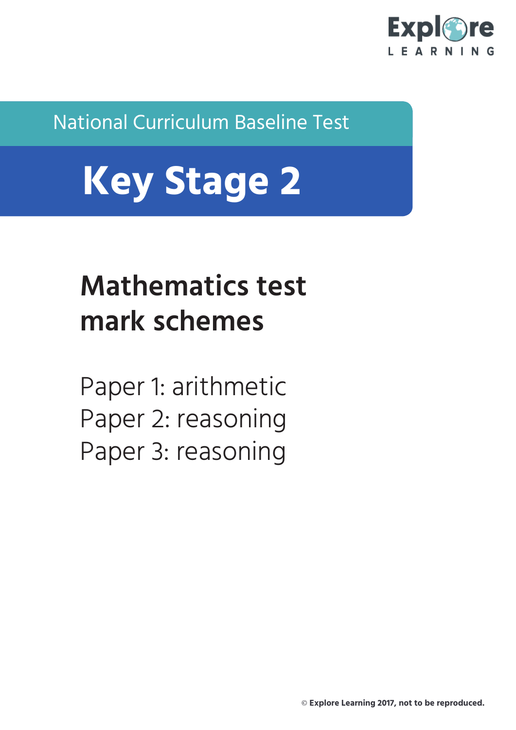Explore
LEARNING

National Curriculum Baseline Test

# Key Stage 2

## Mathematics test mark schemes

Paper 1: arithmetic
Paper 2: reasoning
Paper 3: reasoning

© Explore Learning 2017, not to be reproduced.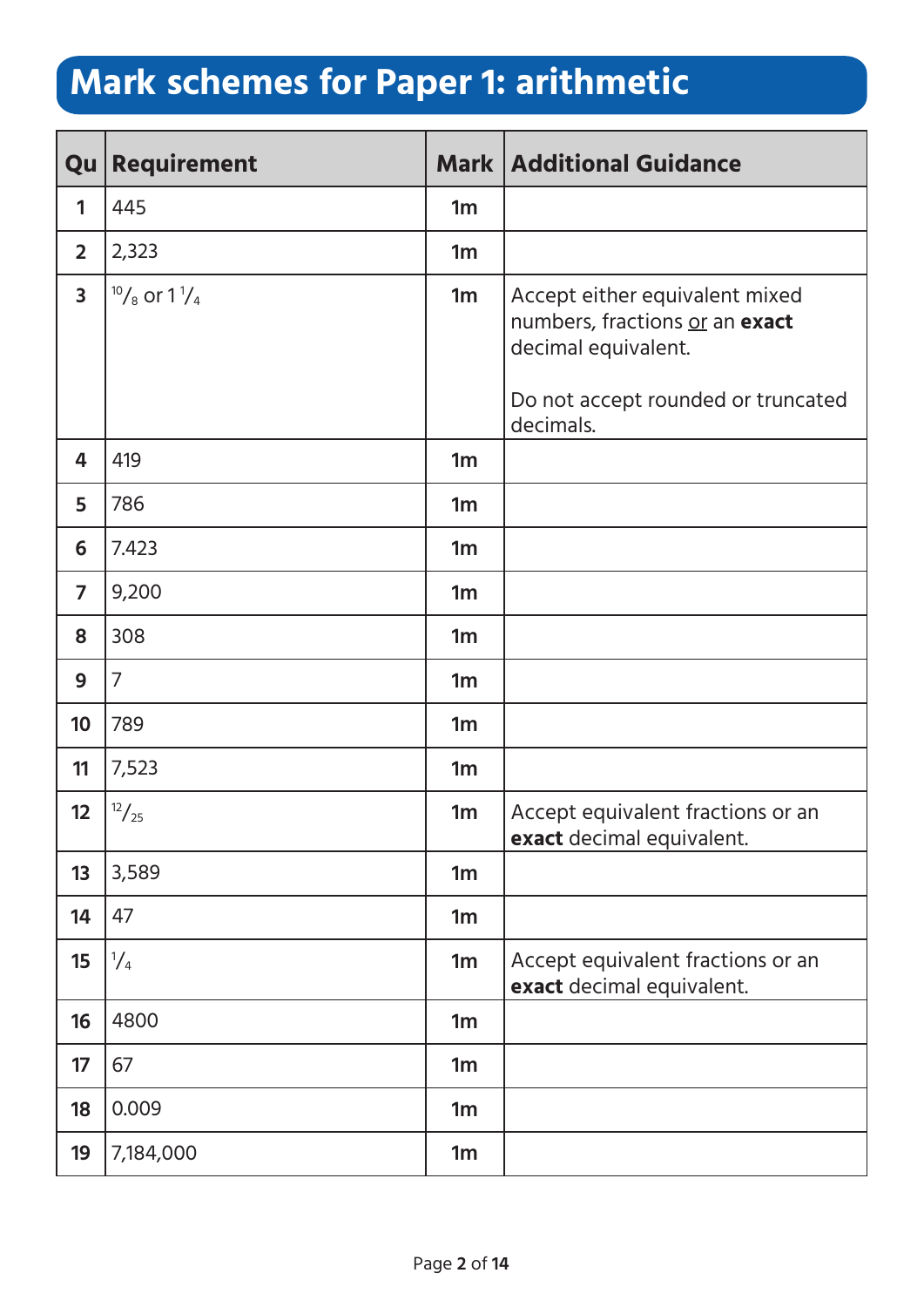# Mark schemes for Paper 1: arithmetic

| Qu | Requirement | Mark | Additional Guidance |
|---|---|---|---|
| 1 | 445 | 1m | |
| 2 | 2,323 | 1m | |
| 3 | $^{10}/_{8}$ or $1\,^{1}/_{4}$ | 1m | Accept either equivalent mixed numbers, fractions <u>or</u> an **exact** decimal equivalent.<br><br>Do not accept rounded or truncated decimals. |
| 4 | 419 | 1m | |
| 5 | 786 | 1m | |
| 6 | 7.423 | 1m | |
| 7 | 9,200 | 1m | |
| 8 | 308 | 1m | |
| 9 | 7 | 1m | |
| 10 | 789 | 1m | |
| 11 | 7,523 | 1m | |
| 12 | $^{12}/_{25}$ | 1m | Accept equivalent fractions or an **exact** decimal equivalent. |
| 13 | 3,589 | 1m | |
| 14 | 47 | 1m | |
| 15 | $^{1}/_{4}$ | 1m | Accept equivalent fractions or an **exact** decimal equivalent. |
| 16 | 4800 | 1m | |
| 17 | 67 | 1m | |
| 18 | 0.009 | 1m | |
| 19 | 7,184,000 | 1m | |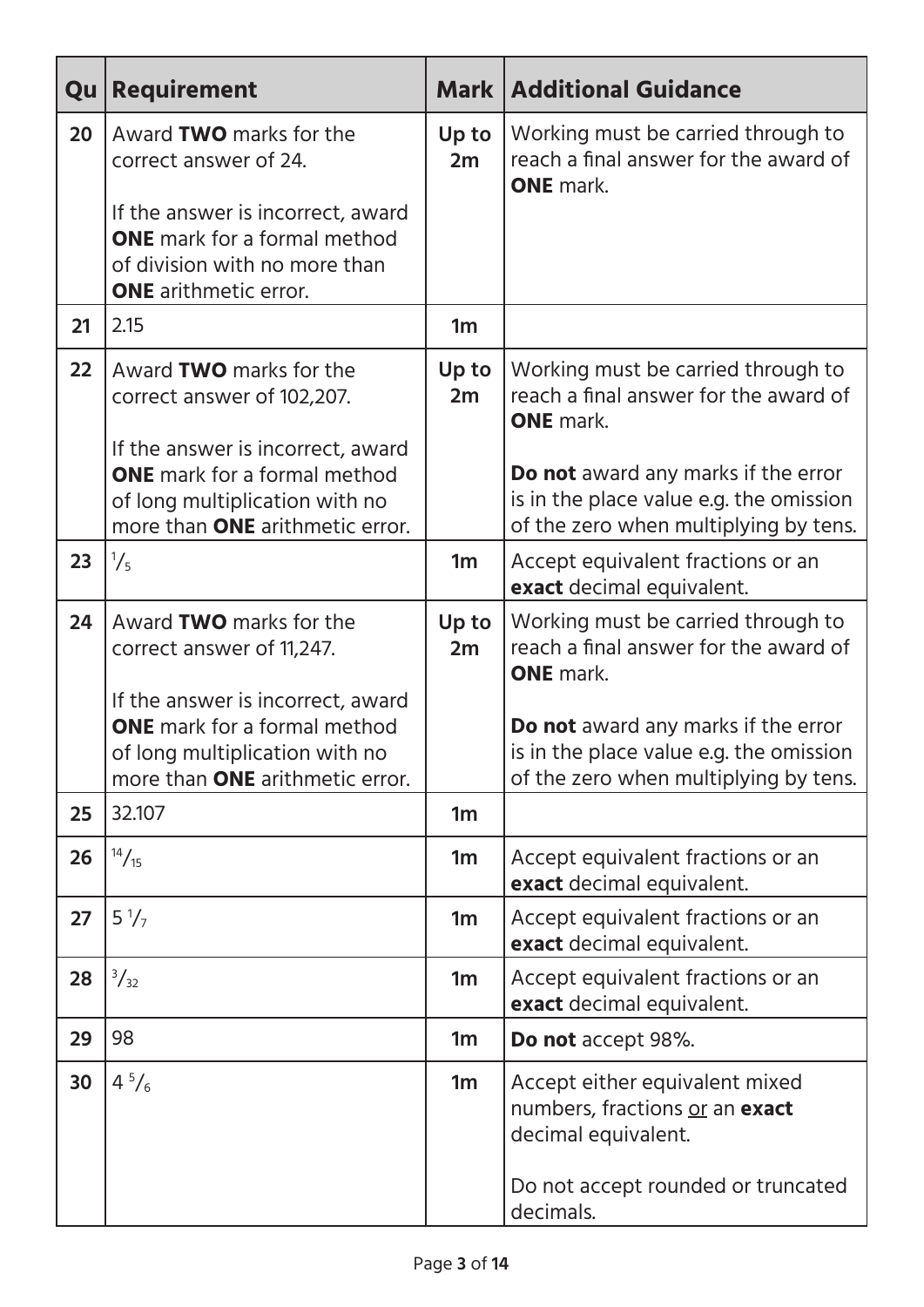| Qu | Requirement | Mark | Additional Guidance |
|---|---|---|---|
| 20 | Award **TWO** marks for the correct answer of 24.<br><br>If the answer is incorrect, award **ONE** mark for a formal method of division with no more than **ONE** arithmetic error. | Up to 2m | Working must be carried through to reach a final answer for the award of **ONE** mark. |
| 21 | 2.15 | 1m | |
| 22 | Award **TWO** marks for the correct answer of 102,207.<br><br>If the answer is incorrect, award **ONE** mark for a formal method of long multiplication with no more than **ONE** arithmetic error. | Up to 2m | Working must be carried through to reach a final answer for the award of **ONE** mark.<br><br>**Do not** award any marks if the error is in the place value e.g. the omission of the zero when multiplying by tens. |
| 23 | $\frac{1}{5}$ | 1m | Accept equivalent fractions or an **exact** decimal equivalent. |
| 24 | Award **TWO** marks for the correct answer of 11,247.<br><br>If the answer is incorrect, award **ONE** mark for a formal method of long multiplication with no more than **ONE** arithmetic error. | Up to 2m | Working must be carried through to reach a final answer for the award of **ONE** mark.<br><br>**Do not** award any marks if the error is in the place value e.g. the omission of the zero when multiplying by tens. |
| 25 | 32.107 | 1m | |
| 26 | $\frac{14}{15}$ | 1m | Accept equivalent fractions or an **exact** decimal equivalent. |
| 27 | $5\frac{1}{7}$ | 1m | Accept equivalent fractions or an **exact** decimal equivalent. |
| 28 | $\frac{3}{32}$ | 1m | Accept equivalent fractions or an **exact** decimal equivalent. |
| 29 | 98 | 1m | **Do not** accept 98%. |
| 30 | $4\frac{5}{6}$ | 1m | Accept either equivalent mixed numbers, fractions or an **exact** decimal equivalent.<br><br>Do not accept rounded or truncated decimals. |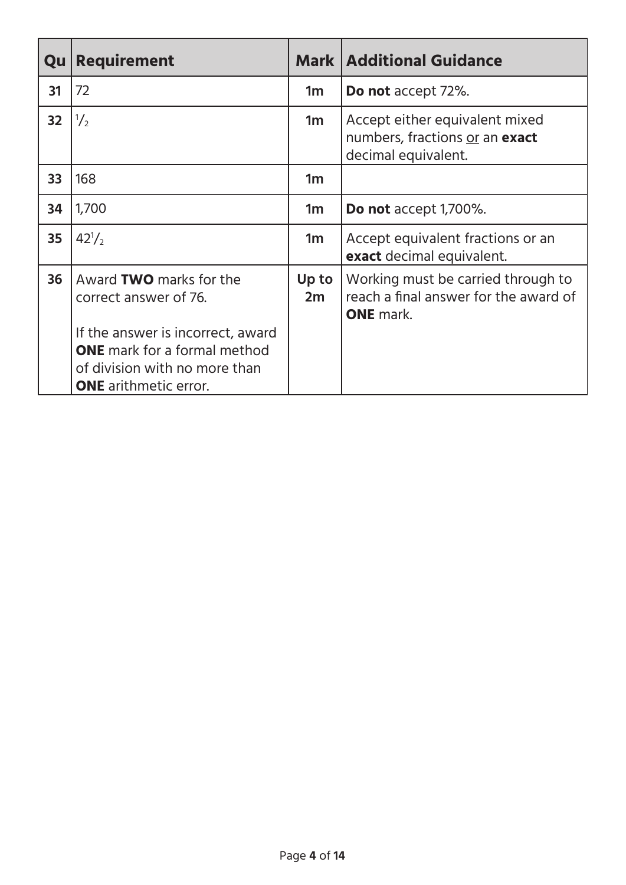| Qu | Requirement | Mark | Additional Guidance |
|---|---|---|---|
| 31 | 72 | 1m | **Do not** accept 72%. |
| 32 | $\frac{1}{2}$ | 1m | Accept either equivalent mixed numbers, fractions or an **exact** decimal equivalent. |
| 33 | 168 | 1m | |
| 34 | 1,700 | 1m | **Do not** accept 1,700%. |
| 35 | $42\frac{1}{2}$ | 1m | Accept equivalent fractions or an **exact** decimal equivalent. |
| 36 | Award **TWO** marks for the correct answer of 76.<br><br>If the answer is incorrect, award **ONE** mark for a formal method of division with no more than **ONE** arithmetic error. | Up to 2m | Working must be carried through to reach a final answer for the award of **ONE** mark. |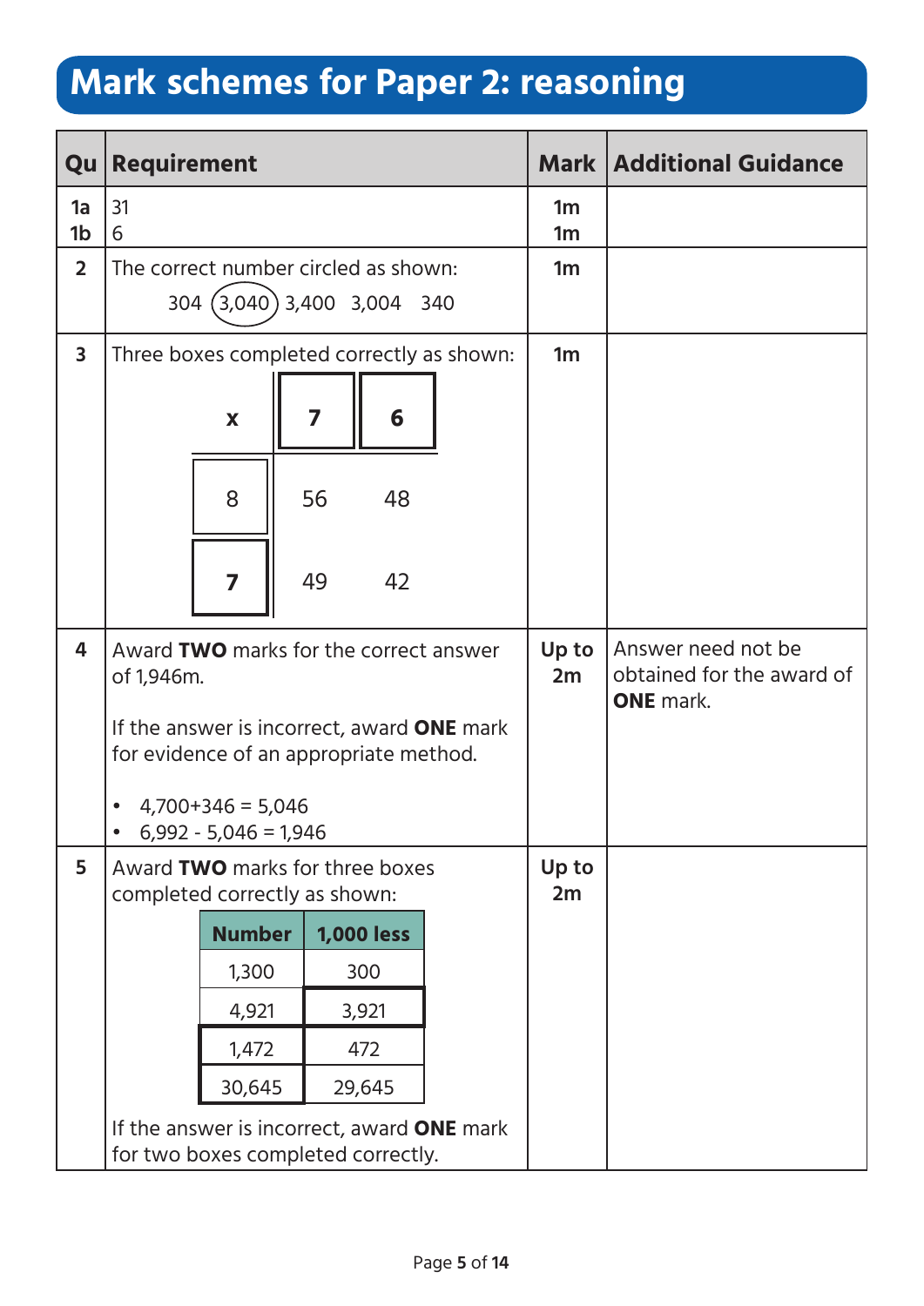# Mark schemes for Paper 2: reasoning

| Qu | Requirement | Mark | Additional Guidance |
|---|---|---|---|
| 1a<br>1b | 31<br>6 | 1m<br>1m | |
| 2 | The correct number circled as shown:<br>304 (3,040) 3,400 3,004 340 | 1m | |
| 3 | Three boxes completed correctly as shown:<br>**x** \| **7** \| **6**<br>8 \| 56 \| 48<br>**7** \| 49 \| 42 | 1m | |
| 4 | Award **TWO** marks for the correct answer of 1,946m.<br><br>If the answer is incorrect, award **ONE** mark for evidence of an appropriate method.<br><br>• 4,700+346 = 5,046<br>• 6,992 - 5,046 = 1,946 | Up to 2m | Answer need not be obtained for the award of **ONE** mark. |
| 5 | Award **TWO** marks for three boxes completed correctly as shown:<br>**Number** \| **1,000 less**<br>1,300 \| 300<br>4,921 \| 3,921<br>1,472 \| 472<br>30,645 \| 29,645<br><br>If the answer is incorrect, award **ONE** mark for two boxes completed correctly. | Up to 2m | |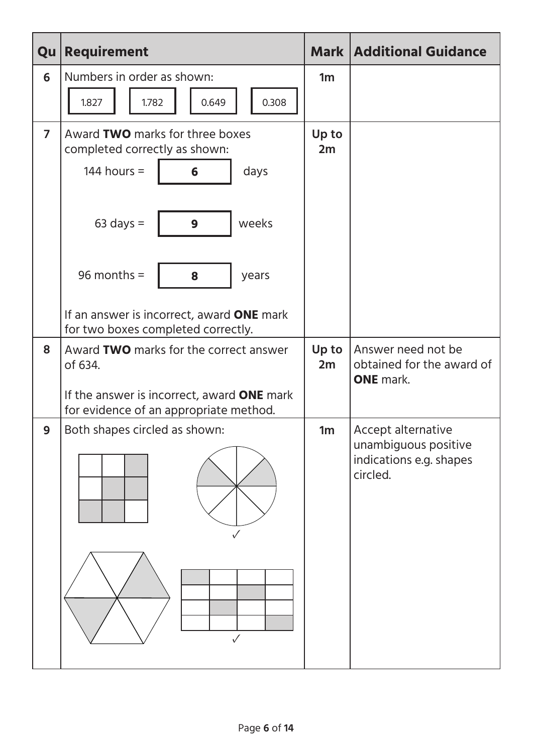| Qu | Requirement | Mark | Additional Guidance |
|---|---|---|---|
| 6 | Numbers in order as shown: 1.827 1.782 0.649 0.308 | 1m | |
| 7 | Award **TWO** marks for three boxes completed correctly as shown:<br>144 hours = **6** days<br>63 days = **9** weeks<br>96 months = **8** years<br>If an answer is incorrect, award **ONE** mark for two boxes completed correctly. | Up to 2m | |
| 8 | Award **TWO** marks for the correct answer of 634.<br>If the answer is incorrect, award **ONE** mark for evidence of an appropriate method. | Up to 2m | Answer need not be obtained for the award of **ONE** mark. |
| 9 | Both shapes circled as shown:<br>✓ ✓ | 1m | Accept alternative unambiguous positive indications e.g. shapes circled. |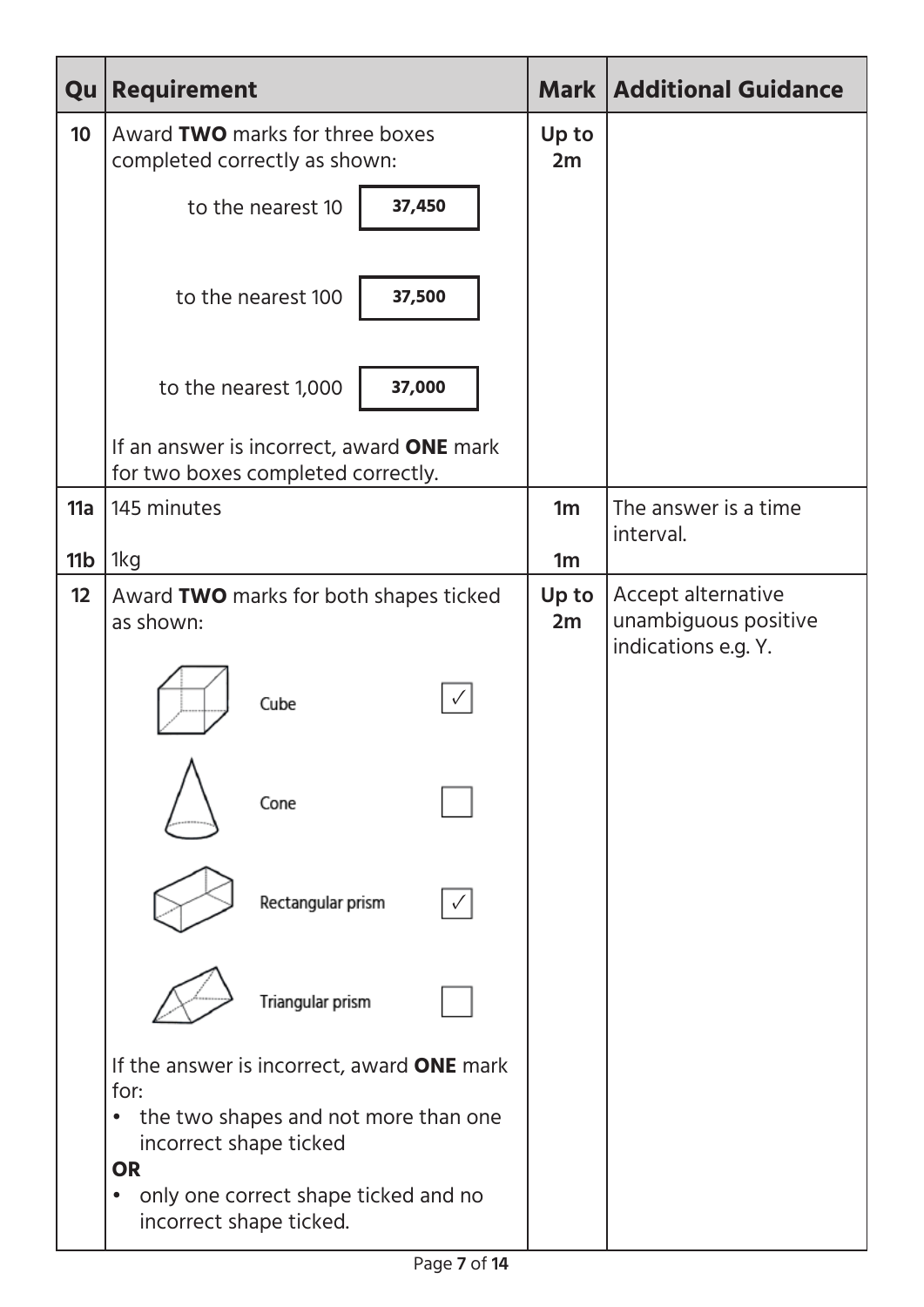| Qu | Requirement | Mark | Additional Guidance |
|---|---|---|---|
| 10 | Award **TWO** marks for three boxes completed correctly as shown:<br>to the nearest 10 **37,450**<br>to the nearest 100 **37,500**<br>to the nearest 1,000 **37,000**<br>If an answer is incorrect, award **ONE** mark for two boxes completed correctly. | Up to 2m | |
| 11a | 145 minutes | 1m | The answer is a time interval. |
| 11b | 1kg | 1m | |
| 12 | Award **TWO** marks for both shapes ticked as shown:<br>Cube ✓<br>Cone<br>Rectangular prism ✓<br>Triangular prism<br>If the answer is incorrect, award **ONE** mark for:<br>• the two shapes and not more than one incorrect shape ticked<br>**OR**<br>• only one correct shape ticked and no incorrect shape ticked. | Up to 2m | Accept alternative unambiguous positive indications e.g. Y. |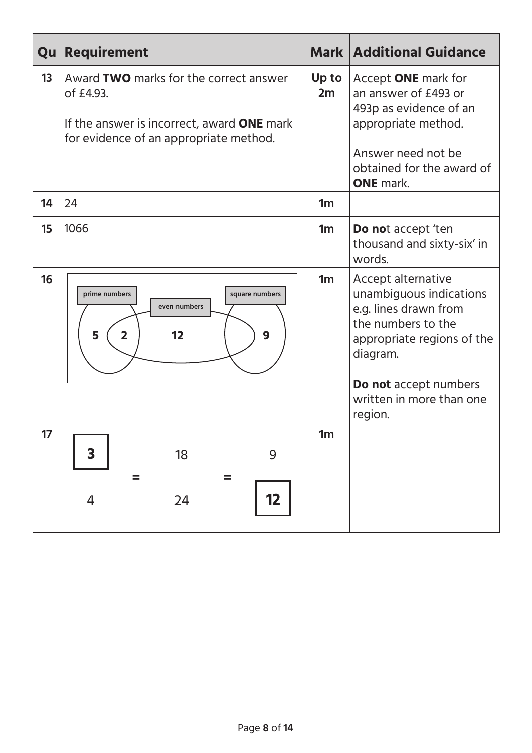| Qu | Requirement | Mark | Additional Guidance |
|---|---|---|---|
| 13 | Award **TWO** marks for the correct answer of £4.93.<br><br>If the answer is incorrect, award **ONE** mark for evidence of an appropriate method. | Up to 2m | Accept **ONE** mark for an answer of £493 or 493p as evidence of an appropriate method.<br><br>Answer need not be obtained for the award of **ONE** mark. |
| 14 | 24 | 1m | |
| 15 | 1066 | 1m | **Do no**t accept 'ten thousand and sixty-six' in words. |
| 16 | Venn diagram with regions labelled prime numbers, even numbers, square numbers: 5 in prime numbers only; 2 in the overlap of prime numbers and even numbers; 12 in even numbers only; 9 in square numbers only. | 1m | Accept alternative unambiguous indications e.g. lines drawn from the numbers to the appropriate regions of the diagram.<br><br>**Do not** accept numbers written in more than one region. |
| 17 | $\frac{\boxed{3}}{4} = \frac{18}{24} = \frac{9}{\boxed{12}}$ | 1m | |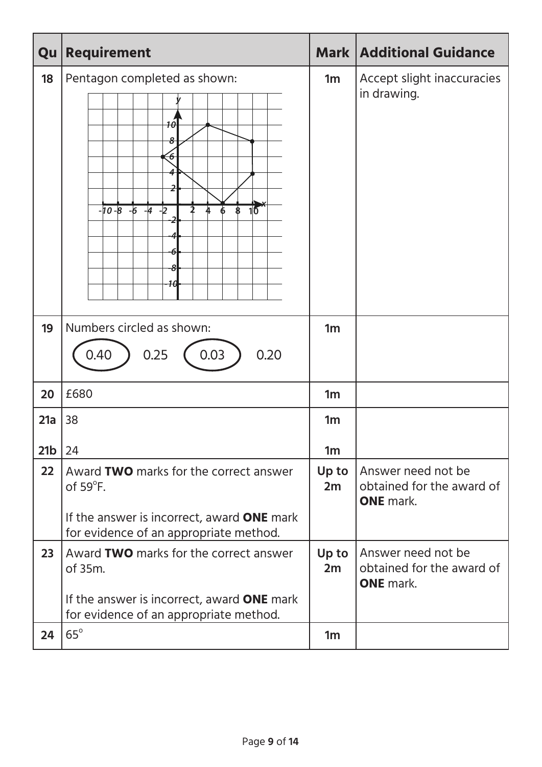| Qu | Requirement | Mark | Additional Guidance |
|---|---|---|---|
| 18 | Pentagon completed as shown: | 1m | Accept slight inaccuracies in drawing. |
| 19 | Numbers circled as shown: (0.40) 0.25 (0.03) 0.20 | 1m | |
| 20 | £680 | 1m | |
| 21a | 38 | 1m | |
| 21b | 24 | 1m | |
| 22 | Award **TWO** marks for the correct answer of 59°F.<br><br>If the answer is incorrect, award **ONE** mark for evidence of an appropriate method. | Up to 2m | Answer need not be obtained for the award of **ONE** mark. |
| 23 | Award **TWO** marks for the correct answer of 35m.<br><br>If the answer is incorrect, award **ONE** mark for evidence of an appropriate method. | Up to 2m | Answer need not be obtained for the award of **ONE** mark. |
| 24 | 65° | 1m | |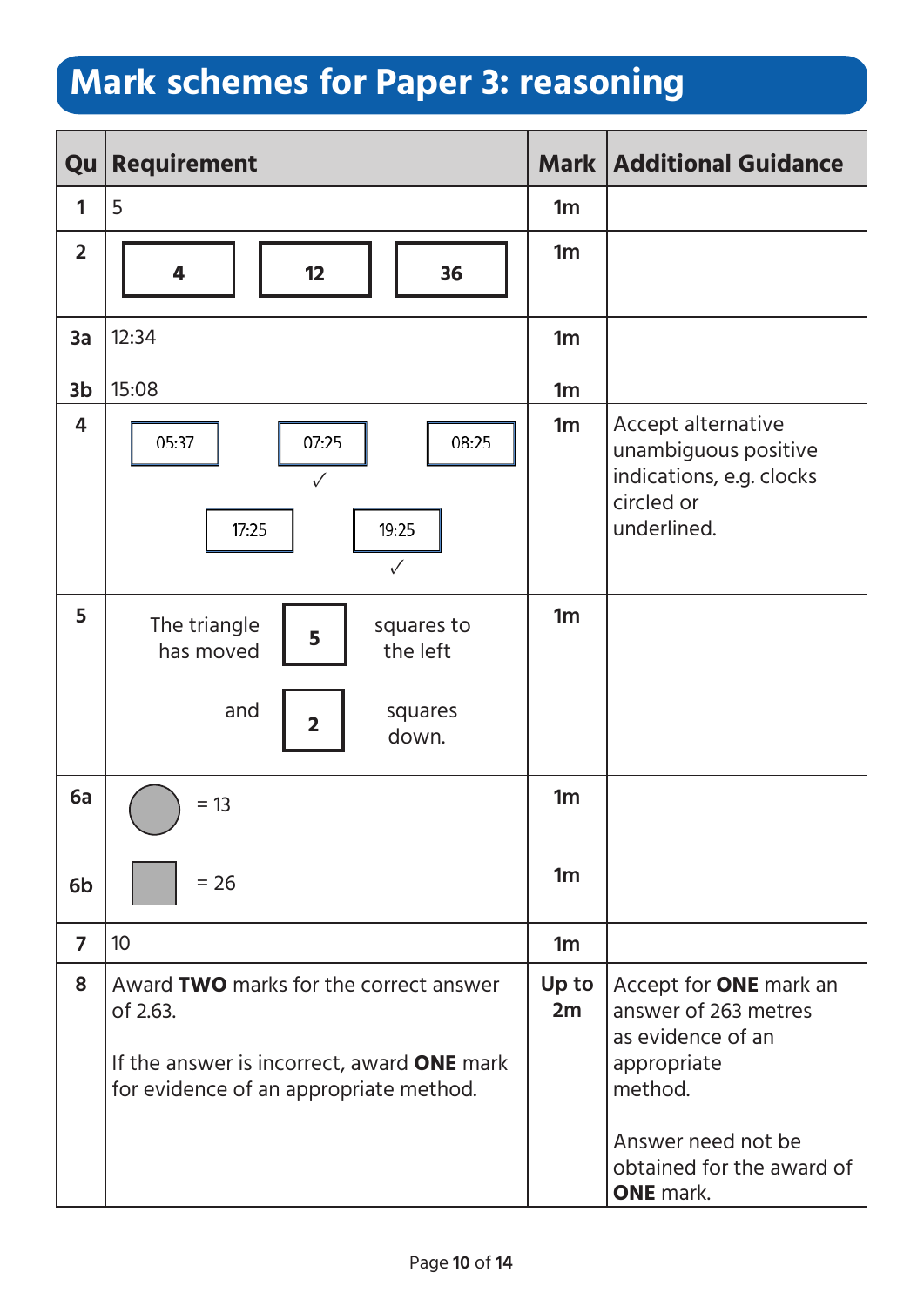# Mark schemes for Paper 3: reasoning

| Qu | Requirement | Mark | Additional Guidance |
|---|---|---|---|
| 1 | 5 | 1m | |
| 2 | 4 &nbsp;&nbsp; 12 &nbsp;&nbsp; 36 | 1m | |
| 3a | 12:34 | 1m | |
| 3b | 15:08 | 1m | |
| 4 | 05:37 &nbsp;&nbsp; 07:25 ✓ &nbsp;&nbsp; 08:25 &nbsp;&nbsp; 17:25 &nbsp;&nbsp; 19:25 ✓ | 1m | Accept alternative unambiguous positive indications, e.g. clocks circled or underlined. |
| 5 | The triangle has moved **5** squares to the left and **2** squares down. | 1m | |
| 6a | (circle) = 13 | 1m | |
| 6b | (square) = 26 | 1m | |
| 7 | 10 | 1m | |
| 8 | Award **TWO** marks for the correct answer of 2.63.<br><br>If the answer is incorrect, award **ONE** mark for evidence of an appropriate method. | Up to 2m | Accept for **ONE** mark an answer of 263 metres as evidence of an appropriate method.<br><br>Answer need not be obtained for the award of **ONE** mark. |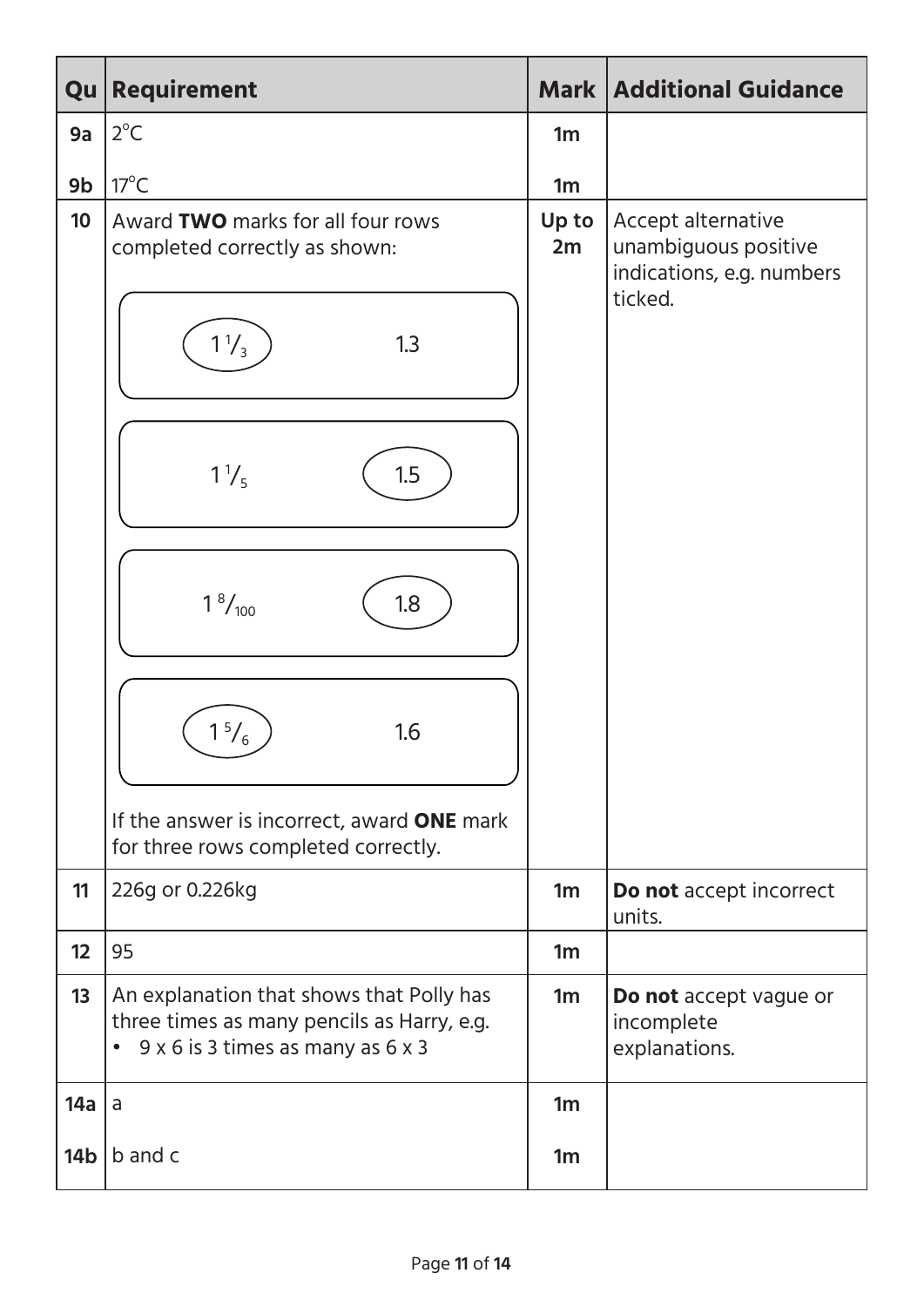| Qu | Requirement | Mark | Additional Guidance |
|---|---|---|---|
| 9a | 2°C | 1m | |
| 9b | 17°C | 1m | |
| 10 | Award **TWO** marks for all four rows completed correctly as shown:<br>(circled) $1\frac{1}{3}$ — 1.3<br>$1\frac{1}{5}$ — (circled) 1.5<br>$1\frac{8}{100}$ — (circled) 1.8<br>(circled) $1\frac{5}{6}$ — 1.6<br>If the answer is incorrect, award **ONE** mark for three rows completed correctly. | Up to 2m | Accept alternative unambiguous positive indications, e.g. numbers ticked. |
| 11 | 226g or 0.226kg | 1m | **Do not** accept incorrect units. |
| 12 | 95 | 1m | |
| 13 | An explanation that shows that Polly has three times as many pencils as Harry, e.g.<br>• 9 x 6 is 3 times as many as 6 x 3 | 1m | **Do not** accept vague or incomplete explanations. |
| 14a | a | 1m | |
| 14b | b and c | 1m | |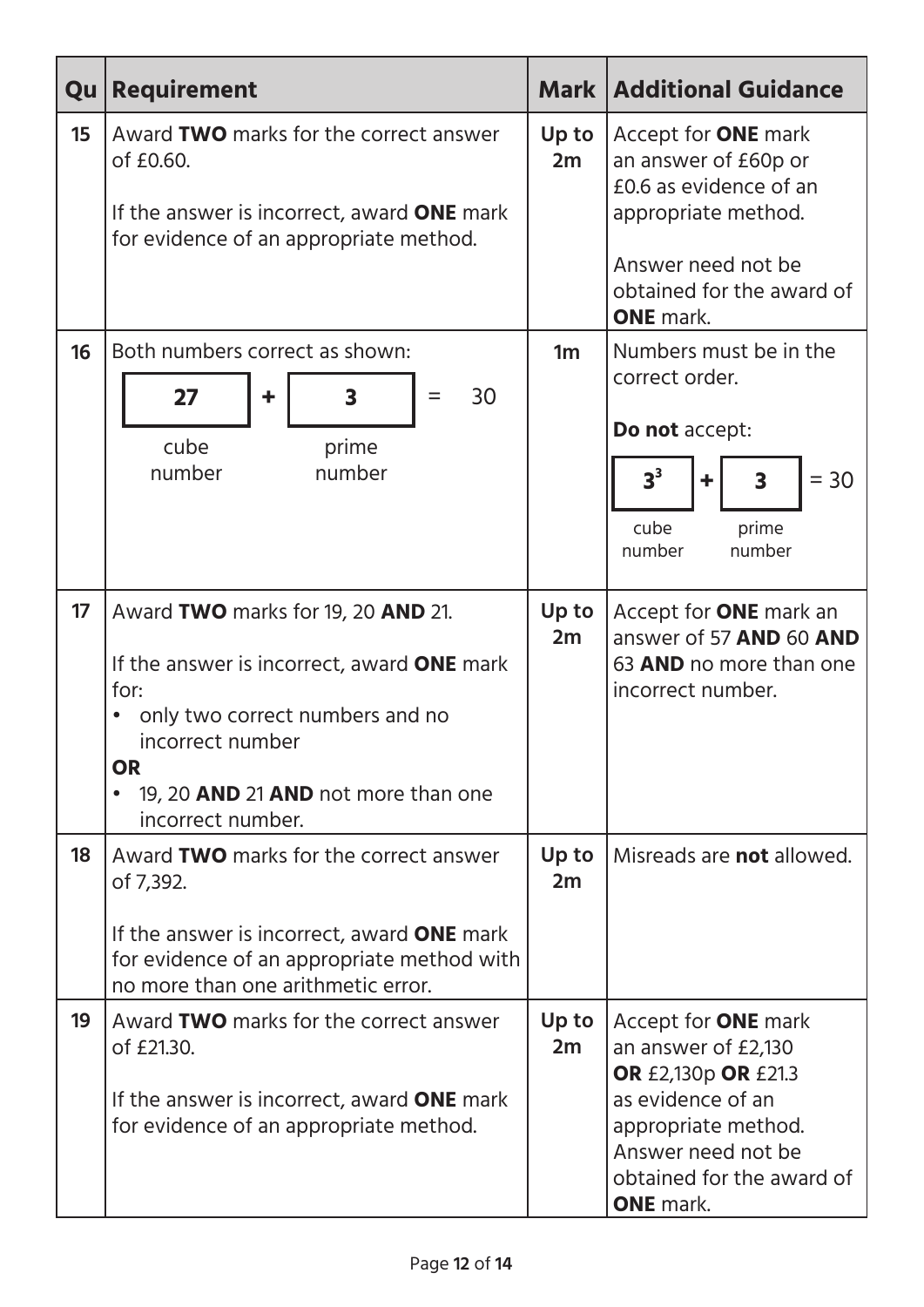| Qu | Requirement | Mark | Additional Guidance |
|---|---|---|---|
| 15 | Award **TWO** marks for the correct answer of £0.60.<br><br>If the answer is incorrect, award **ONE** mark for evidence of an appropriate method. | Up to 2m | Accept for **ONE** mark an answer of £60p or £0.6 as evidence of an appropriate method.<br><br>Answer need not be obtained for the award of **ONE** mark. |
| 16 | Both numbers correct as shown:<br><br>**27** (cube number) + **3** (prime number) = 30 | 1m | Numbers must be in the correct order.<br><br>**Do not** accept:<br><br>$3^3$ (cube number) + 3 (prime number) = 30 |
| 17 | Award **TWO** marks for 19, 20 **AND** 21.<br><br>If the answer is incorrect, award **ONE** mark for:<br>• only two correct numbers and no incorrect number<br>**OR**<br>• 19, 20 **AND** 21 **AND** not more than one incorrect number. | Up to 2m | Accept for **ONE** mark an answer of 57 **AND** 60 **AND** 63 **AND** no more than one incorrect number. |
| 18 | Award **TWO** marks for the correct answer of 7,392.<br><br>If the answer is incorrect, award **ONE** mark for evidence of an appropriate method with no more than one arithmetic error. | Up to 2m | Misreads are **not** allowed. |
| 19 | Award **TWO** marks for the correct answer of £21.30.<br><br>If the answer is incorrect, award **ONE** mark for evidence of an appropriate method. | Up to 2m | Accept for **ONE** mark an answer of £2,130 **OR** £2,130p **OR** £21.3 as evidence of an appropriate method. Answer need not be obtained for the award of **ONE** mark. |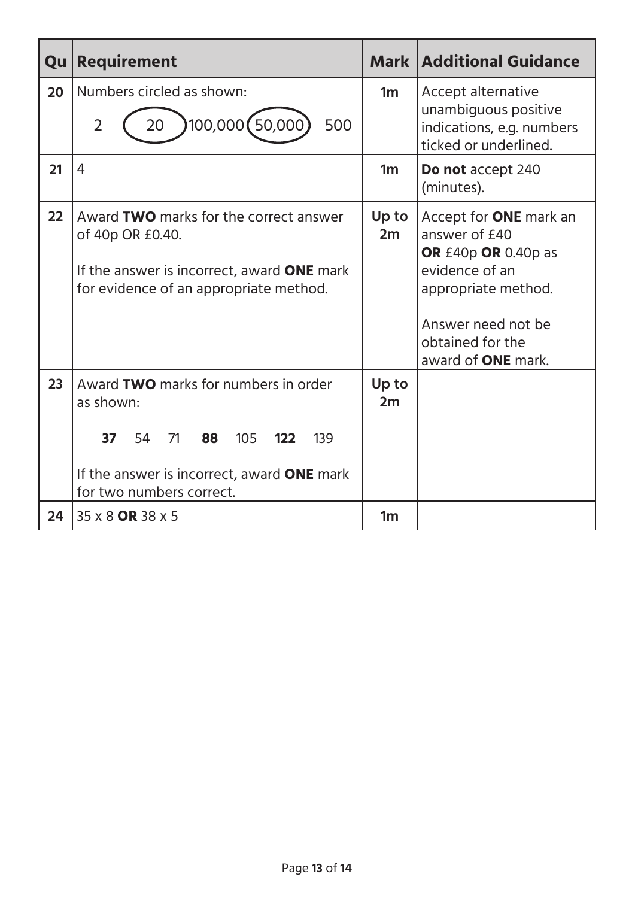| Qu | Requirement | Mark | Additional Guidance |
|---|---|---|---|
| 20 | Numbers circled as shown: 2 (20) 100,000 (50,000) 500 | 1m | Accept alternative unambiguous positive indications, e.g. numbers ticked or underlined. |
| 21 | 4 | 1m | **Do not** accept 240 (minutes). |
| 22 | Award **TWO** marks for the correct answer of 40p OR £0.40. If the answer is incorrect, award **ONE** mark for evidence of an appropriate method. | Up to 2m | Accept for **ONE** mark an answer of £40 **OR** £40p **OR** 0.40p as evidence of an appropriate method. Answer need not be obtained for the award of **ONE** mark. |
| 23 | Award **TWO** marks for numbers in order as shown: **37** 54 71 **88** 105 **122** 139. If the answer is incorrect, award **ONE** mark for two numbers correct. | Up to 2m | |
| 24 | 35 x 8 **OR** 38 x 5 | 1m | |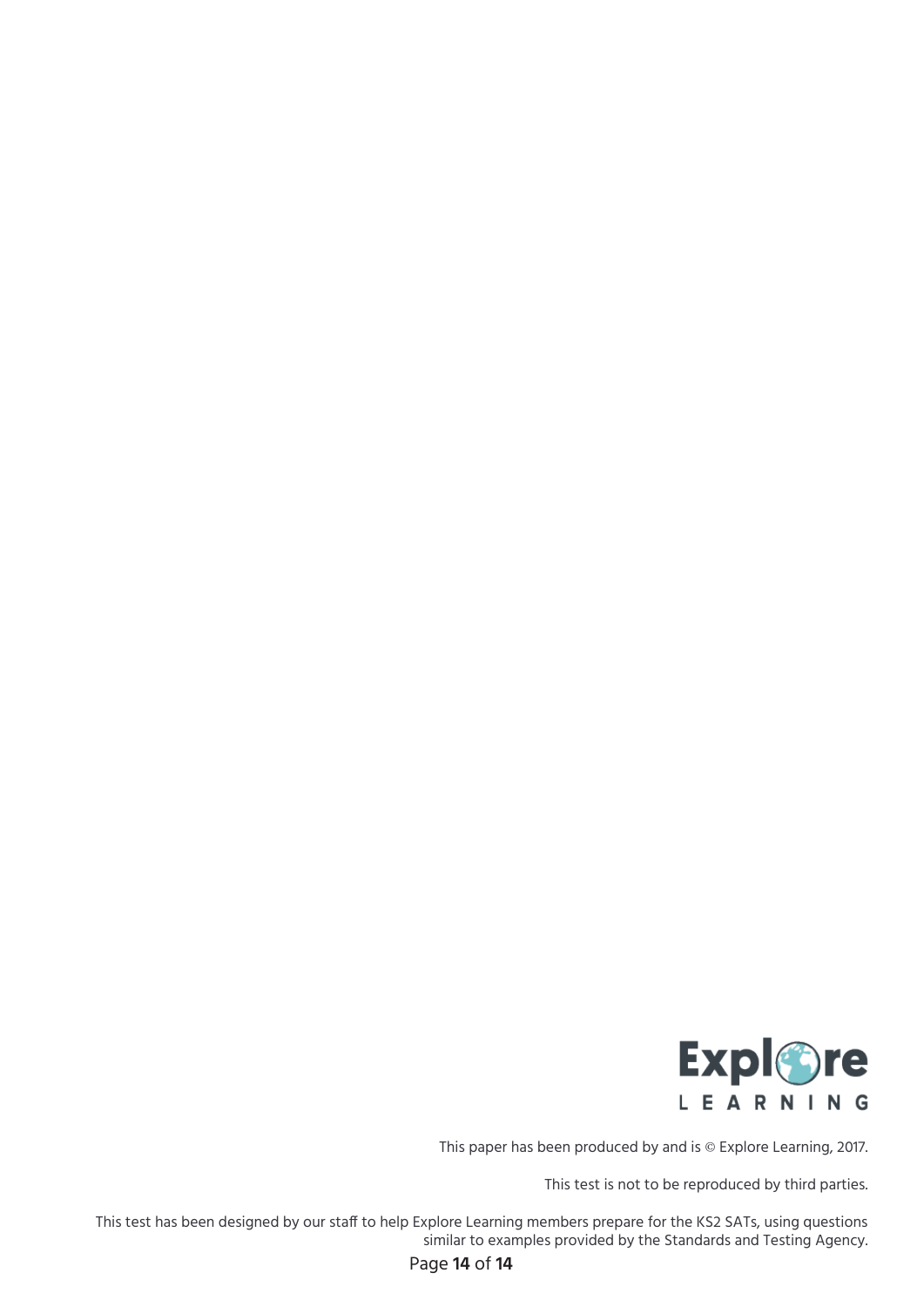Explore LEARNING

This paper has been produced by and is © Explore Learning, 2017.

This test is not to be reproduced by third parties.

This test has been designed by our staff to help Explore Learning members prepare for the KS2 SATs, using questions similar to examples provided by the Standards and Testing Agency.